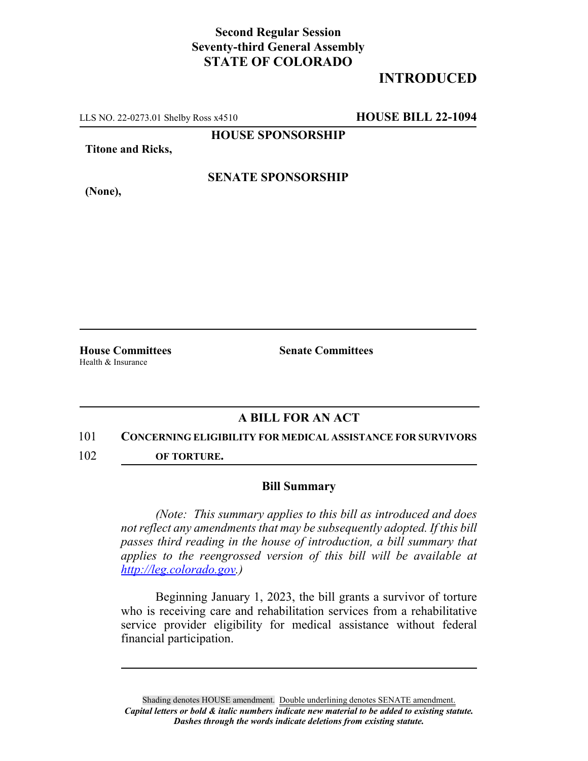**Second Regular Session**
**Seventy-third General Assembly**
**STATE OF COLORADO**

# INTRODUCED

LLS NO. 22-0273.01 Shelby Ross x4510 **HOUSE BILL 22-1094**

**HOUSE SPONSORSHIP**

**Titone and Ricks,**

**SENATE SPONSORSHIP**

**(None),**

**House Committees**
Health & Insurance

**Senate Committees**

## A BILL FOR AN ACT

101 **CONCERNING ELIGIBILITY FOR MEDICAL ASSISTANCE FOR SURVIVORS**
102 **OF TORTURE.**

### Bill Summary

*(Note: This summary applies to this bill as introduced and does not reflect any amendments that may be subsequently adopted. If this bill passes third reading in the house of introduction, a bill summary that applies to the reengrossed version of this bill will be available at http://leg.colorado.gov.)*

Beginning January 1, 2023, the bill grants a survivor of torture who is receiving care and rehabilitation services from a rehabilitative service provider eligibility for medical assistance without federal financial participation.

Shading denotes HOUSE amendment. Double underlining denotes SENATE amendment.
***Capital letters or bold & italic numbers indicate new material to be added to existing statute.***
***Dashes through the words indicate deletions from existing statute.***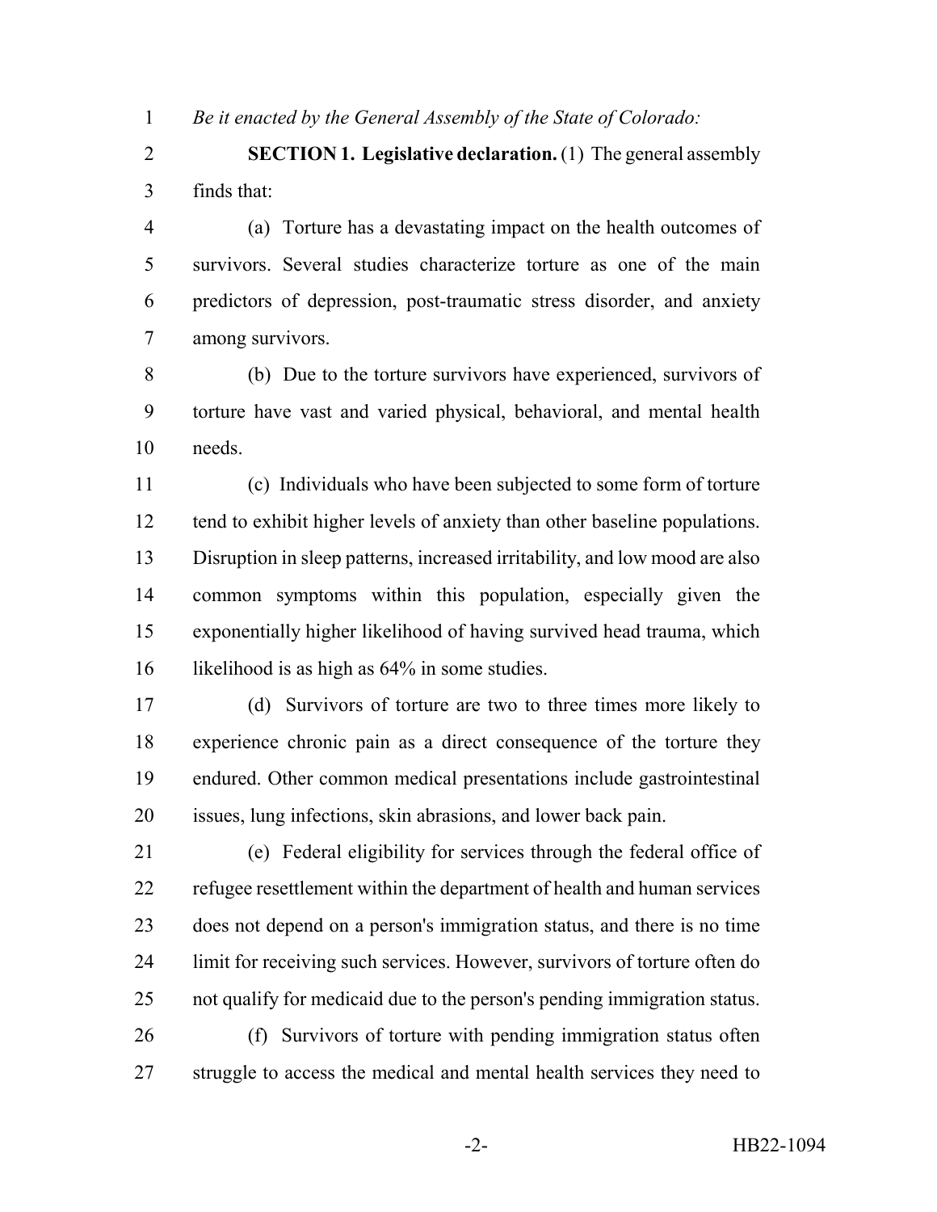*Be it enacted by the General Assembly of the State of Colorado:*

**SECTION 1. Legislative declaration.** (1) The general assembly finds that:

(a) Torture has a devastating impact on the health outcomes of survivors. Several studies characterize torture as one of the main predictors of depression, post-traumatic stress disorder, and anxiety among survivors.

(b) Due to the torture survivors have experienced, survivors of torture have vast and varied physical, behavioral, and mental health needs.

(c) Individuals who have been subjected to some form of torture tend to exhibit higher levels of anxiety than other baseline populations. Disruption in sleep patterns, increased irritability, and low mood are also common symptoms within this population, especially given the exponentially higher likelihood of having survived head trauma, which likelihood is as high as 64% in some studies.

(d) Survivors of torture are two to three times more likely to experience chronic pain as a direct consequence of the torture they endured. Other common medical presentations include gastrointestinal issues, lung infections, skin abrasions, and lower back pain.

(e) Federal eligibility for services through the federal office of refugee resettlement within the department of health and human services does not depend on a person's immigration status, and there is no time limit for receiving such services. However, survivors of torture often do not qualify for medicaid due to the person's pending immigration status.

(f) Survivors of torture with pending immigration status often struggle to access the medical and mental health services they need to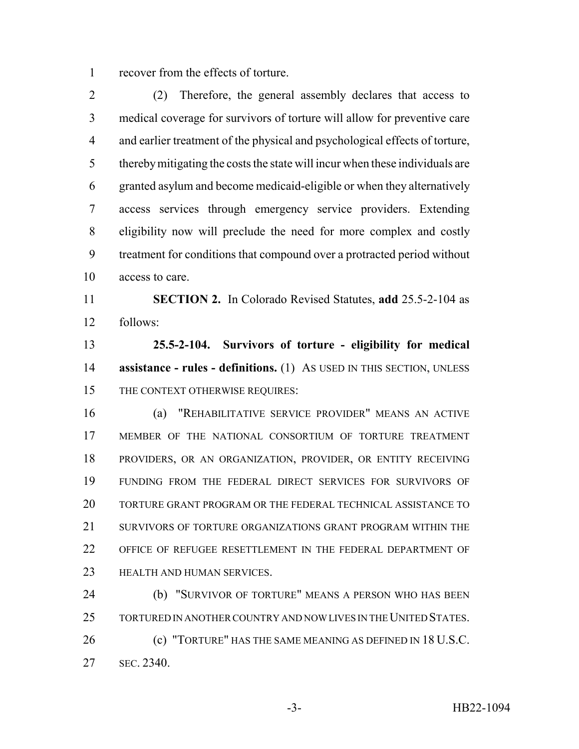recover from the effects of torture.

(2) Therefore, the general assembly declares that access to medical coverage for survivors of torture will allow for preventive care and earlier treatment of the physical and psychological effects of torture, thereby mitigating the costs the state will incur when these individuals are granted asylum and become medicaid-eligible or when they alternatively access services through emergency service providers. Extending eligibility now will preclude the need for more complex and costly treatment for conditions that compound over a protracted period without access to care.

**SECTION 2.** In Colorado Revised Statutes, **add** 25.5-2-104 as follows:

**25.5-2-104. Survivors of torture - eligibility for medical assistance - rules - definitions.** (1) AS USED IN THIS SECTION, UNLESS THE CONTEXT OTHERWISE REQUIRES:

(a) "REHABILITATIVE SERVICE PROVIDER" MEANS AN ACTIVE MEMBER OF THE NATIONAL CONSORTIUM OF TORTURE TREATMENT PROVIDERS, OR AN ORGANIZATION, PROVIDER, OR ENTITY RECEIVING FUNDING FROM THE FEDERAL DIRECT SERVICES FOR SURVIVORS OF TORTURE GRANT PROGRAM OR THE FEDERAL TECHNICAL ASSISTANCE TO SURVIVORS OF TORTURE ORGANIZATIONS GRANT PROGRAM WITHIN THE OFFICE OF REFUGEE RESETTLEMENT IN THE FEDERAL DEPARTMENT OF HEALTH AND HUMAN SERVICES.

(b) "SURVIVOR OF TORTURE" MEANS A PERSON WHO HAS BEEN TORTURED IN ANOTHER COUNTRY AND NOW LIVES IN THE UNITED STATES.

(c) "TORTURE" HAS THE SAME MEANING AS DEFINED IN 18 U.S.C. SEC. 2340.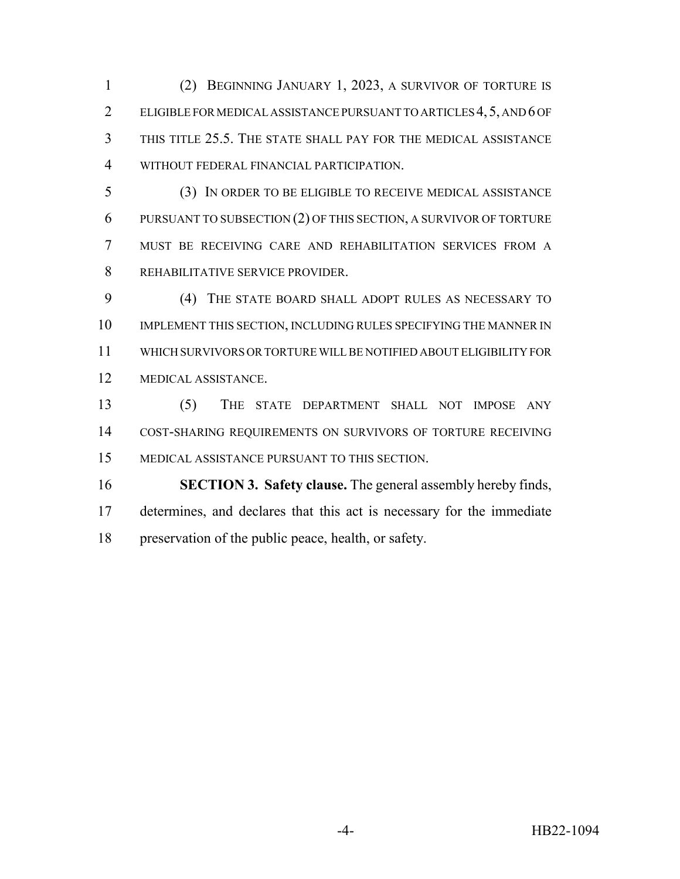(2) BEGINNING JANUARY 1, 2023, A SURVIVOR OF TORTURE IS ELIGIBLE FOR MEDICAL ASSISTANCE PURSUANT TO ARTICLES 4, 5, AND 6 OF THIS TITLE 25.5. THE STATE SHALL PAY FOR THE MEDICAL ASSISTANCE WITHOUT FEDERAL FINANCIAL PARTICIPATION.

(3) IN ORDER TO BE ELIGIBLE TO RECEIVE MEDICAL ASSISTANCE PURSUANT TO SUBSECTION (2) OF THIS SECTION, A SURVIVOR OF TORTURE MUST BE RECEIVING CARE AND REHABILITATION SERVICES FROM A REHABILITATIVE SERVICE PROVIDER.

(4) THE STATE BOARD SHALL ADOPT RULES AS NECESSARY TO IMPLEMENT THIS SECTION, INCLUDING RULES SPECIFYING THE MANNER IN WHICH SURVIVORS OR TORTURE WILL BE NOTIFIED ABOUT ELIGIBILITY FOR MEDICAL ASSISTANCE.

(5) THE STATE DEPARTMENT SHALL NOT IMPOSE ANY COST-SHARING REQUIREMENTS ON SURVIVORS OF TORTURE RECEIVING MEDICAL ASSISTANCE PURSUANT TO THIS SECTION.

**SECTION 3. Safety clause.** The general assembly hereby finds, determines, and declares that this act is necessary for the immediate preservation of the public peace, health, or safety.